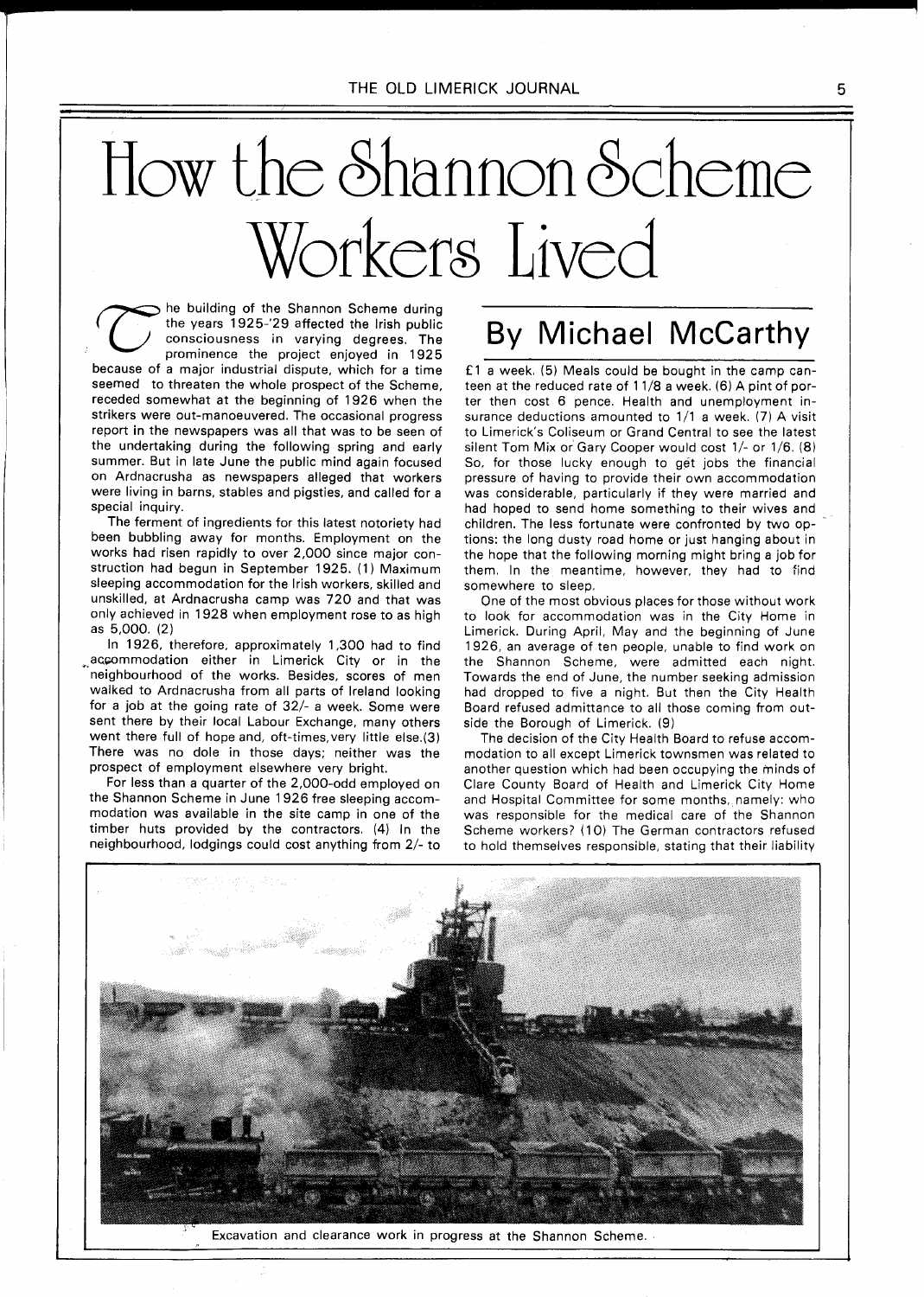# How the Shannon Scheme Workers Lived

## By Michael McCarthy

The building of the Shannon Scheme during the years 1925-'29 affected the Irish public consciousness in varying degrees. The prominence the project enjoyed in 1925 because of a major industrial dispute, which for a time seemed to threaten the whole prospect of the Scheme, receded somewhat at the beginning of 1926 when the strikers were out-manoeuvered. The occasional progress report in the newspapers was all that was to be seen of the undertaking during the following spring and early summer. But in late June the public mind again focused on Ardnacrusha as newspapers alleged that workers were living in barns, stables and pigsties, and called for a special inquiry.

The ferment of ingredients for this latest notoriety had been bubbling away for months. Employment on the works had risen rapidly to over 2,000 since major construction had begun in September 1925. (1) Maximum sleeping accommodation for the Irish workers, skilled and unskilled, at Ardnacrusha camp was 720 and that was only achieved in 1928 when employment rose to as high as 5,000. (2)

In 1926, therefore, approximately 1,300 had to find accommodation either in Limerick City or in the neighbourhood of the works. Besides, scores of men walked to Ardnacrusha from all parts of Ireland looking for a job at the going rate of 32/- a week. Some were sent there by their local Labour Exchange, many others went there full of hope and, oft-times, very little else.(3) There was no dole in those days; neither was the prospect of employment elsewhere very bright.

For less than a quarter of the 2,000-odd employed on the Shannon Scheme in June 1926 free sleeping accommodation was available in the site camp in one of the timber huts provided by the contractors. (4) In the neighbourhood, lodgings could cost anything from 2/- to £1 a week. (5) Meals could be bought in the camp canteen at the reduced rate of 11/8 a week. (6) A pint of porter then cost 6 pence. Health and unemployment insurance deductions amounted to 1/1 a week. (7) A visit to Limerick's Coliseum or Grand Central to see the latest silent Tom Mix or Gary Cooper would cost 1/- or 1/6. (8) So, for those lucky enough to get jobs the financial pressure of having to provide their own accommodation was considerable, particularly if they were married and had hoped to send home something to their wives and children. The less fortunate were confronted by two options: the long dusty road home or just hanging about in the hope that the following morning might bring a job for them. In the meantime, however, they had to find somewhere to sleep.

One of the most obvious places for those without work to look for accommodation was in the City Home in Limerick. During April, May and the beginning of June 1926, an average of ten people, unable to find work on the Shannon Scheme, were admitted each night. Towards the end of June, the number seeking admission had dropped to five a night. But then the City Health Board refused admittance to all those coming from outside the Borough of Limerick. (9)

The decision of the City Health Board to refuse accommodation to all except Limerick townsmen was related to another question which had been occupying the minds of Clare County Board of Health and Limerick City Home and Hospital Committee for some months, namely: who was responsible for the medical care of the Shannon Scheme workers? (10) The German contractors refused to hold themselves responsible, stating that their liability

Excavation and clearance work in progress at the Shannon Scheme.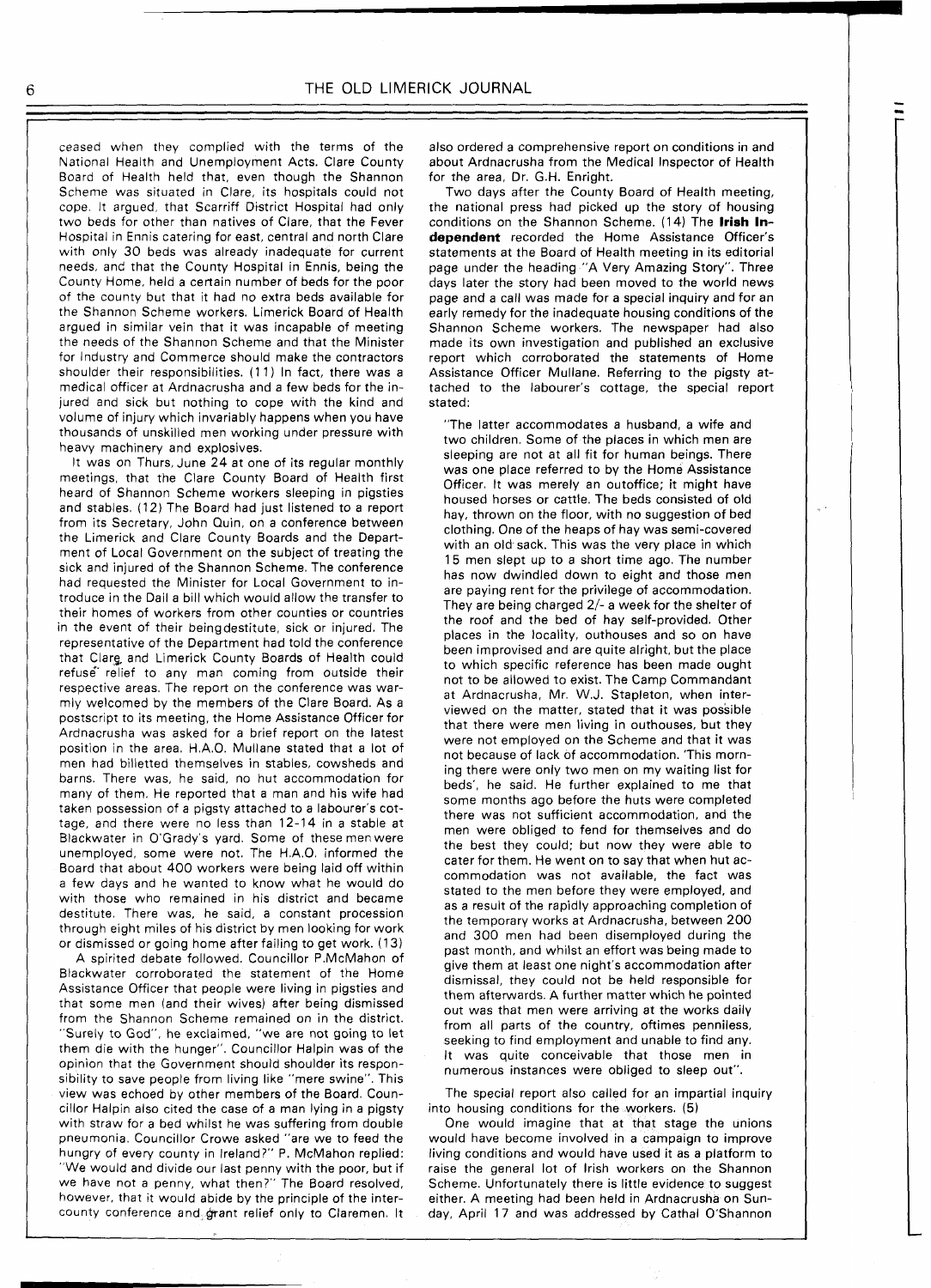ceased when they complied with the terms of the National Health and Unemployment Acts. Clare County Board of Health held that, even though the Shannon Scheme was situated in Clare, its hospitals could not cope. It argued, that Scarriff District Hospital had only two beds for other than natives of Clare, that the Fever Hospital in Ennis catering for east, central and north Clare with only 30 beds was already inadequate for current needs, and that the County Hospital in Ennis, being the County Home, held a certain number of beds for the poor of the county but that it had no extra beds available for the Shannon Scheme workers. Limerick Board of Health argued in similar vein that it was incapable of meeting the needs of the Shannon Scheme and that the Minister for Industry and Commerce should make the contractors shoulder their responsibilities. (11) In fact, there was a medical officer at Ardnacrusha and a few beds for the injured and sick but nothing to cope with the kind and volume of injury which invariably happens when you have thousands of unskilled men working under pressure with heavy machinery and explosives.

It was on Thurs, June 24 at one of its regular monthly meetings, that the Clare County Board of Health first heard of Shannon Scheme workers sleeping in pigsties and stables. (12) The Board had just listened to a report from its Secretary, John Quin, on a conference between the Limerick and Clare County Boards and the Department of Local Government on the subject of treating the sick and injured of the Shannon Scheme. The conference had requested the Minister for Local Government to introduce in the Dail a bill which would allow the transfer to their homes of workers from other counties or countries in the event of their beingdestitute, sick or injured. The representative of the Department had told the conference that Clare and Limerick County Boards of Health could refuse relief to any man coming from outside their respective areas. The report on the conference was warmly welcomed by the members of the Clare Board. As a postscript to its meeting, the Home Assistance Officer for Ardnacrusha was asked for a brief report on the latest position in the area. H.A.O. Mullane stated that a lot of men had billetted themselves in stables, cowsheds and barns. There was, he said, no hut accommodation for many of them. He reported that a man and his wife had taken possession of a pigsty attached to a labourer's cottage, and there were no less than 12-14 in a stable at Blackwater in O'Grady's yard. Some of these men were unemployed, some were not. The H.A.O. informed the Board that about 400 workers were being laid off within a few days and he wanted to know what he would do with those who remained in his district and became destitute. There was, he said, a constant procession through eight miles of his district by men looking for work or dismissed or going home after failing to get work. (13)

A spirited debate followed. Councillor P.McMahon of Blackwater corroborated the statement of the Home Assistance Officer that people were living in pigsties and that some men (and their wives) after being dismissed from the Shannon Scheme remained on in the district. "Surely to God", he exclaimed, "we are not going to let them die with the hunger". Councillor Halpin was of the opinion that the Government should shoulder its responsibility to save people from living like "mere swine". This view was echoed by other members of the Board. Councillor Halpin also cited the case of a man lying in a pigsty with straw for a bed whilst he was suffering from double pneumonia. Councillor Crowe asked "are we to feed the hungry of every county in Ireland?" P. McMahon replied: "We would and divide our last penny with the poor, but if we have not a penny, what then?" The Board resolved, however, that it would abide by the principle of the intercounty conference and grant relief only to Claremen. It also ordered a comprehensive report on conditions in and about Ardnacrusha from the Medical Inspector of Health for the area, Dr. G.H. Enright.

Two days after the County Board of Health meeting, the national press had picked up the story of housing conditions on the Shannon Scheme. (14) The **Irish Independent** recorded the Home Assistance Officer's statements at the Board of Health meeting in its editorial page under the heading "A Very Amazing Story". Three days later the story had been moved to the world news page and a call was made for a special inquiry and for an early remedy for the inadequate housing conditions of the Shannon Scheme workers. The newspaper had also made its own investigation and published an exclusive report which corroborated the statements of Home Assistance Officer Mullane. Referring to the pigsty attached to the labourer's cottage, the special report stated:

> "The latter accommodates a husband, a wife and two children. Some of the places in which men are sleeping are not at all fit for human beings. There was one place referred to by the Home Assistance Officer. It was merely an outoffice; it might have housed horses or cattle. The beds consisted of old hay, thrown on the floor, with no suggestion of bed clothing. One of the heaps of hay was semi-covered with an old sack. This was the very place in which 15 men slept up to a short time ago. The number has now dwindled down to eight and those men are paying rent for the privilege of accommodation. They are being charged 2/- a week for the shelter of the roof and the bed of hay self-provided. Other places in the locality, outhouses and so on have been improvised and are quite alright, but the place to which specific reference has been made ought not to be allowed to exist. The Camp Commandant at Ardnacrusha, Mr. W.J. Stapleton, when interviewed on the matter, stated that it was possible that there were men living in outhouses, but they were not employed on the Scheme and that it was not because of lack of accommodation. 'This morning there were only two men on my waiting list for beds', he said. He further explained to me that some months ago before the huts were completed there was not sufficient accommodation, and the men were obliged to fend for themselves and do the best they could; but now they were able to cater for them. He went on to say that when hut accommodation was not available, the fact was stated to the men before they were employed, and as a result of the rapidly approaching completion of the temporary works at Ardnacrusha, between 200 and 300 men had been disemployed during the past month, and whilst an effort was being made to give them at least one night's accommodation after dismissal, they could not be held responsible for them afterwards. A further matter which he pointed out was that men were arriving at the works daily from all parts of the country, oftimes penniless, seeking to find employment and unable to find any. It was quite conceivable that those men in numerous instances were obliged to sleep out".

The special report also called for an impartial inquiry into housing conditions for the workers. (5)

One would imagine that at that stage the unions would have become involved in a campaign to improve living conditions and would have used it as a platform to raise the general lot of Irish workers on the Shannon Scheme. Unfortunately there is little evidence to suggest either. A meeting had been held in Ardnacrusha on Sunday, April 17 and was addressed by Cathal O'Shannon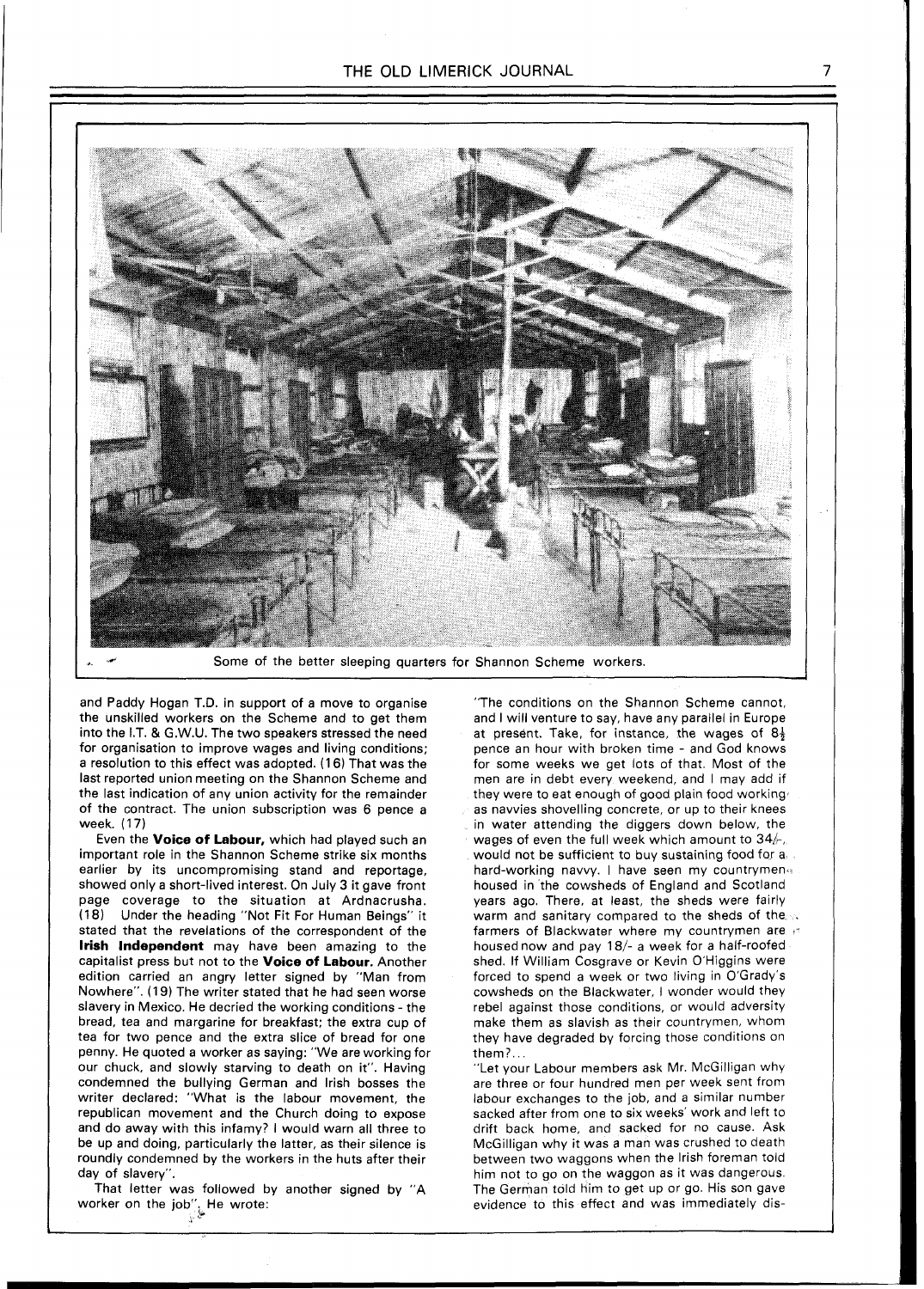Some of the better sleeping quarters for Shannon Scheme workers.

and Paddy Hogan T.D. in support of a move to organise the unskilled workers on the Scheme and to get them into the I.T. & G.W.U. The two speakers stressed the need for organisation to improve wages and living conditions; a resolution to this effect was adopted. (16) That was the last reported union meeting on the Shannon Scheme and the last indication of any union activity for the remainder of the contract. The union subscription was 6 pence a week. (17)

Even the **Voice of Labour,** which had played such an important role in the Shannon Scheme strike six months earlier by its uncompromising stand and reportage, showed only a short-lived interest. On July 3 it gave front page coverage to the situation at Ardnacrusha. (18) Under the heading "Not Fit For Human Beings" it stated that the revelations of the correspondent of the **Irish Independent** may have been amazing to the capitalist press but not to the **Voice of Labour.** Another edition carried an angry letter signed by "Man from Nowhere". (19) The writer stated that he had seen worse slavery in Mexico. He decried the working conditions - the bread, tea and margarine for breakfast; the extra cup of tea for two pence and the extra slice of bread for one penny. He quoted a worker as saying: "We are working for our chuck, and slowly starving to death on it". Having condemned the bullying German and Irish bosses the writer declared: "What is the labour movement, the republican movement and the Church doing to expose and do away with this infamy? I would warn all three to be up and doing, particularly the latter, as their silence is roundly condemned by the workers in the huts after their day of slavery".

That letter was followed by another signed by "A worker on the job". He wrote:

"The conditions on the Shannon Scheme cannot, and I will venture to say, have any parallel in Europe at present. Take, for instance, the wages of 8½ pence an hour with broken time - and God knows for some weeks we get lots of that. Most of the men are in debt every weekend, and I may add if they were to eat enough of good plain food working as navvies shovelling concrete, or up to their knees in water attending the diggers down below, the wages of even the full week which amount to 34/-, would not be sufficient to buy sustaining food for a hard-working navvy. I have seen my countrymen housed in the cowsheds of England and Scotland years ago. There, at least, the sheds were fairly warm and sanitary compared to the sheds of the farmers of Blackwater where my countrymen are housed now and pay 18/- a week for a half-roofed shed. If William Cosgrave or Kevin O'Higgins were forced to spend a week or two living in O'Grady's cowsheds on the Blackwater, I wonder would they rebel against those conditions, or would adversity make them as slavish as their countrymen, whom they have degraded by forcing those conditions on them?...

"Let your Labour members ask Mr. McGilligan why are three or four hundred men per week sent from labour exchanges to the job, and a similar number sacked after from one to six weeks' work and left to drift back home, and sacked for no cause. Ask McGilligan why it was a man was crushed to death between two waggons when the Irish foreman told him not to go on the waggon as it was dangerous. The German told him to get up or go. His son gave evidence to this effect and was immediately dis-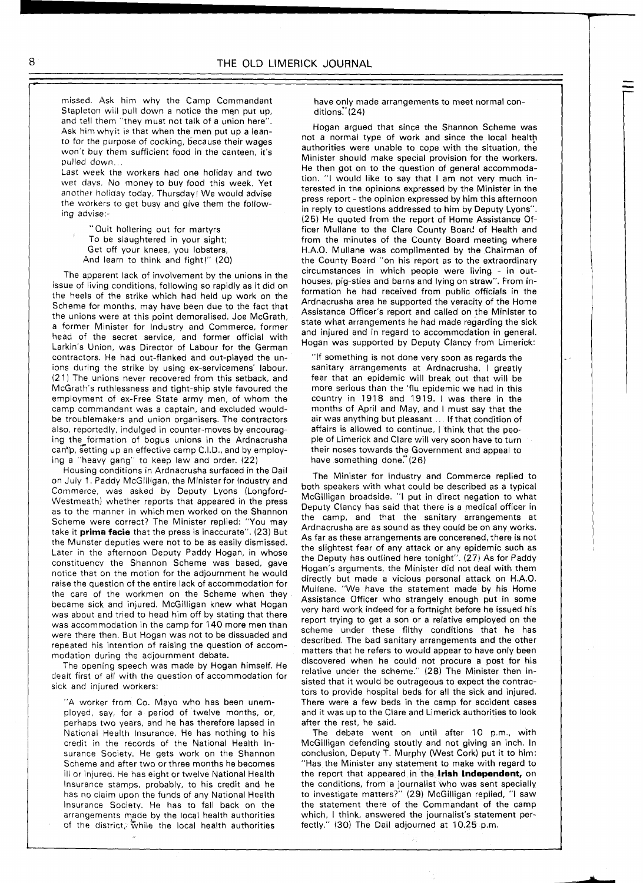missed. Ask him why the Camp Commandant Stapleton will pull down a notice the men put up, and tell them "they must not talk of a union here". Ask him why it is that when the men put up a lean-to for the purpose of cooking, because their wages won't buy them sufficient food in the canteen, it's pulled down...

Last week the workers had one holiday and two wet days. No money to buy food this week. Yet another holiday today, Thursday! We would advise the workers to get busy and give them the following advise:-

> "Quit hollering out for martyrs
> To be slaughtered in your sight;
> Get off your knees, you lobsters,
> And learn to think and fight!" (20)

The apparent lack of involvement by the unions in the issue of living conditions, following so rapidly as it did on the heels of the strike which had held up work on the Scheme for months, may have been due to the fact that the unions were at this point demoralised. Joe McGrath, a former Minister for Industry and Commerce, former head of the secret service, and former official with Larkin's Union, was Director of Labour for the German contractors. He had out-flanked and out-played the unions during the strike by using ex-servicemens' labour. (21) The unions never recovered from this setback, and McGrath's ruthlessness and tight-ship style favoured the employment of ex-Free State army men, of whom the camp commandant was a captain, and excluded would-be troublemakers and union organisers. The contractors also, reportedly, indulged in counter-moves by encouraging the formation of bogus unions in the Ardnacrusha camp, setting up an effective camp C.I.D., and by employing a "heavy gang" to keep law and order. (22)

Housing conditions in Ardnacrusha surfaced in the Dail on July 1. Paddy McGilligan, the Minister for Industry and Commerce, was asked by Deputy Lyons (Longford-Westmeath) whether reports that appeared in the press as to the manner in which men worked on the Shannon Scheme were correct? The Minister replied: "You may take it **prima facie** that the press is inaccurate". (23) But the Munster deputies were not to be as easily dismissed. Later in the afternoon Deputy Paddy Hogan, in whose constituency the Shannon Scheme was based, gave notice that on the motion for the adjournment he would raise the question of the entire lack of accommodation for the care of the workmen on the Scheme when they became sick and injured. McGilligan knew what Hogan was about and tried to head him off by stating that there was accommodation in the camp for 140 more men than were there then. But Hogan was not to be dissuaded and repeated his intention of raising the question of accommodation during the adjournment debate.

The opening speech was made by Hogan himself. He dealt first of all with the question of accommodation for sick and injured workers:

> "A worker from Co. Mayo who has been unemployed, say, for a period of twelve months, or, perhaps two years, and he has therefore lapsed in National Health Insurance. He has nothing to his credit in the records of the National Health Insurance Society. He gets work on the Shannon Scheme and after two or three months he becomes ill or injured. He has eight or twelve National Health Insurance stamps, probably, to his credit and he has no claim upon the funds of any National Health Insurance Society. He has to fall back on the arrangements made by the local health authorities of the district, while the local health authorities have only made arrangements to meet normal conditions." (24)

Hogan argued that since the Shannon Scheme was not a normal type of work and since the local health authorities were unable to cope with the situation, the Minister should make special provision for the workers. He then got on to the question of general accommodation. "I would like to say that I am not very much interested in the opinions expressed by the Minister in the press report - the opinion expressed by him this afternoon in reply to questions addressed to him by Deputy Lyons". (25) He quoted from the report of Home Assistance Officer Mullane to the Clare County Board of Health and from the minutes of the County Board meeting where H.A.O. Mullane was complimented by the Chairman of the County Board "on his report as to the extraordinary circumstances in which people were living - in outhouses, pig-sties and barns and lying on straw". From information he had received from public officials in the Ardnacrusha area he supported the veracity of the Home Assistance Officer's report and called on the Minister to state what arrangements he had made regarding the sick and injured and in regard to accommodation in general. Hogan was supported by Deputy Clancy from Limerick:

> "If something is not done very soon as regards the sanitary arrangements at Ardnacrusha, I greatly fear that an epidemic will break out that will be more serious than the 'flu epidemic we had in this country in 1918 and 1919. I was there in the months of April and May, and I must say that the air was anything but pleasant ... If that condition of affairs is allowed to continue, I think that the people of Limerick and Clare will very soon have to turn their noses towards the Government and appeal to have something done." (26)

The Minister for Industry and Commerce replied to both speakers with what could be described as a typical McGilligan broadside. "I put in direct negation to what Deputy Clancy has said that there is a medical officer in the camp, and that the sanitary arrangements at Ardnacrusha are as sound as they could be on any works. As far as these arrangements are concerned, there is not the slightest fear of any attack or any epidemic such as the Deputy has outlined here tonight". (27) As for Paddy Hogan's arguments, the Minister did not deal with them directly but made a vicious personal attack on H.A.O. Mullane. "We have the statement made by his Home Assistance Officer who strangely enough put in some very hard work indeed for a fortnight before he issued his report trying to get a son or a relative employed on the scheme under these filthy conditions that he has described. The bad sanitary arrangements and the other matters that he refers to would appear to have only been discovered when he could not procure a post for his relative under the scheme." (28) The Minister then insisted that it would be outrageous to expect the contractors to provide hospital beds for all the sick and injured. There were a few beds in the camp for accident cases and it was up to the Clare and Limerick authorities to look after the rest, he said.

The debate went on until after 10 p.m., with McGilligan defending stoutly and not giving an inch. In conclusion, Deputy T. Murphy (West Cork) put it to him: "Has the Minister any statement to make with regard to the report that appeared in the **Irish Independent**, on the conditions, from a journalist who was sent specially to investigate matters?" (29) McGilligan replied, "I saw the statement there of the Commandant of the camp which, I think, answered the journalist's statement perfectly." (30) The Dail adjourned at 10.25 p.m.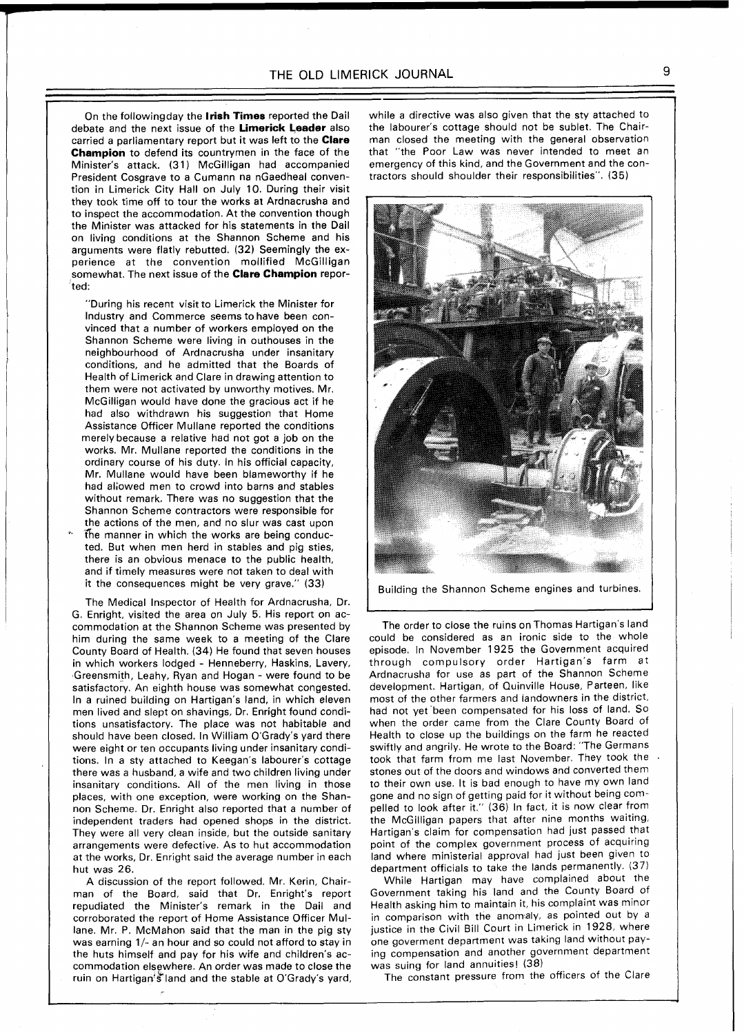On the followingday the **Irish Times** reported the Dail debate and the next issue of the **Limerick Leader** also carried a parliamentary report but it was left to the **Clare Champion** to defend its countrymen in the face of the Minister's attack. (31) McGilligan had accompanied President Cosgrave to a Cumann na nGaedheal convention in Limerick City Hall on July 10. During their visit they took time off to tour the works at Ardnacrusha and to inspect the accommodation. At the convention though the Minister was attacked for his statements in the Dail on living conditions at the Shannon Scheme and his arguments were flatly rebutted. (32) Seemingly the experience at the convention mollified McGilligan somewhat. The next issue of the **Clare Champion** reported:

> "During his recent visit to Limerick the Minister for Industry and Commerce seems to have been convinced that a number of workers employed on the Shannon Scheme were living in outhouses in the neighbourhood of Ardnacrusha under insanitary conditions, and he admitted that the Boards of Health of Limerick and Clare in drawing attention to them were not activated by unworthy motives. Mr. McGilligan would have done the gracious act if he had also withdrawn his suggestion that Home Assistance Officer Mullane reported the conditions merely because a relative had not got a job on the works. Mr. Mullane reported the conditions in the ordinary course of his duty. In his official capacity, Mr. Mullane would have been blameworthy if he had allowed men to crowd into barns and stables without remark. There was no suggestion that the Shannon Scheme contractors were responsible for the actions of the men, and no slur was cast upon the manner in which the works are being conducted. But when men herd in stables and pig sties, there is an obvious menace to the public health, and if timely measures were not taken to deal with it the consequences might be very grave." (33)

The Medical Inspector of Health for Ardnacrusha, Dr. G. Enright, visited the area on July 5. His report on accommodation at the Shannon Scheme was presented by him during the same week to a meeting of the Clare County Board of Health. (34) He found that seven houses in which workers lodged - Henneberry, Haskins, Lavery, Greensmith, Leahy, Ryan and Hogan - were found to be satisfactory. An eighth house was somewhat congested. In a ruined building on Hartigan's land, in which eleven men lived and slept on shavings, Dr. Enright found conditions unsatisfactory. The place was not habitable and should have been closed. In William O'Grady's yard there were eight or ten occupants living under insanitary conditions. In a sty attached to Keegan's labourer's cottage there was a husband, a wife and two children living under insanitary conditions. All of the men living in those places, with one exception, were working on the Shannon Scheme. Dr. Enright also reported that a number of independent traders had opened shops in the district. They were all very clean inside, but the outside sanitary arrangements were defective. As to hut accommodation at the works, Dr. Enright said the average number in each hut was 26.

A discussion of the report followed. Mr. Kerin, Chairman of the Board, said that Dr. Enright's report repudiated the Minister's remark in the Dail and corroborated the report of Home Assistance Officer Mullane. Mr. P. McMahon said that the man in the pig sty was earning 1/- an hour and so could not afford to stay in the huts himself and pay for his wife and children's accommodation elsewhere. An order was made to close the ruin on Hartigan's land and the stable at O'Grady's yard, while a directive was also given that the sty attached to the labourer's cottage should not be sublet. The Chairman closed the meeting with the general observation that "the Poor Law was never intended to meet an emergency of this kind, and the Government and the contractors should shoulder their responsibilities". (35)

Building the Shannon Scheme engines and turbines.

The order to close the ruins on Thomas Hartigan's land could be considered as an ironic side to the whole episode. In November 1925 the Government acquired through compulsory order Hartigan's farm at Ardnacrusha for use as part of the Shannon Scheme development. Hartigan, of Quinville House, Parteen, like most of the other farmers and landowners in the district, had not yet been compensated for his loss of land. So when the order came from the Clare County Board of Health to close up the buildings on the farm he reacted swiftly and angrily. He wrote to the Board: "The Germans took that farm from me last November. They took the stones out of the doors and windows and converted them to their own use. It is bad enough to have my own land gone and no sign of getting paid for it without being compelled to look after it." (36) In fact, it is now clear from the McGilligan papers that after nine months waiting, Hartigan's claim for compensation had just passed that point of the complex government process of acquiring land where ministerial approval had just been given to department officials to take the lands permanently. (37)

While Hartigan may have complained about the Government taking his land and the County Board of Health asking him to maintain it, his complaint was minor in comparison with the anomaly, as pointed out by a justice in the Civil Bill Court in Limerick in 1928, where one goverment department was taking land without paying compensation and another government department was suing for land annuities! (38)

The constant pressure from the officers of the Clare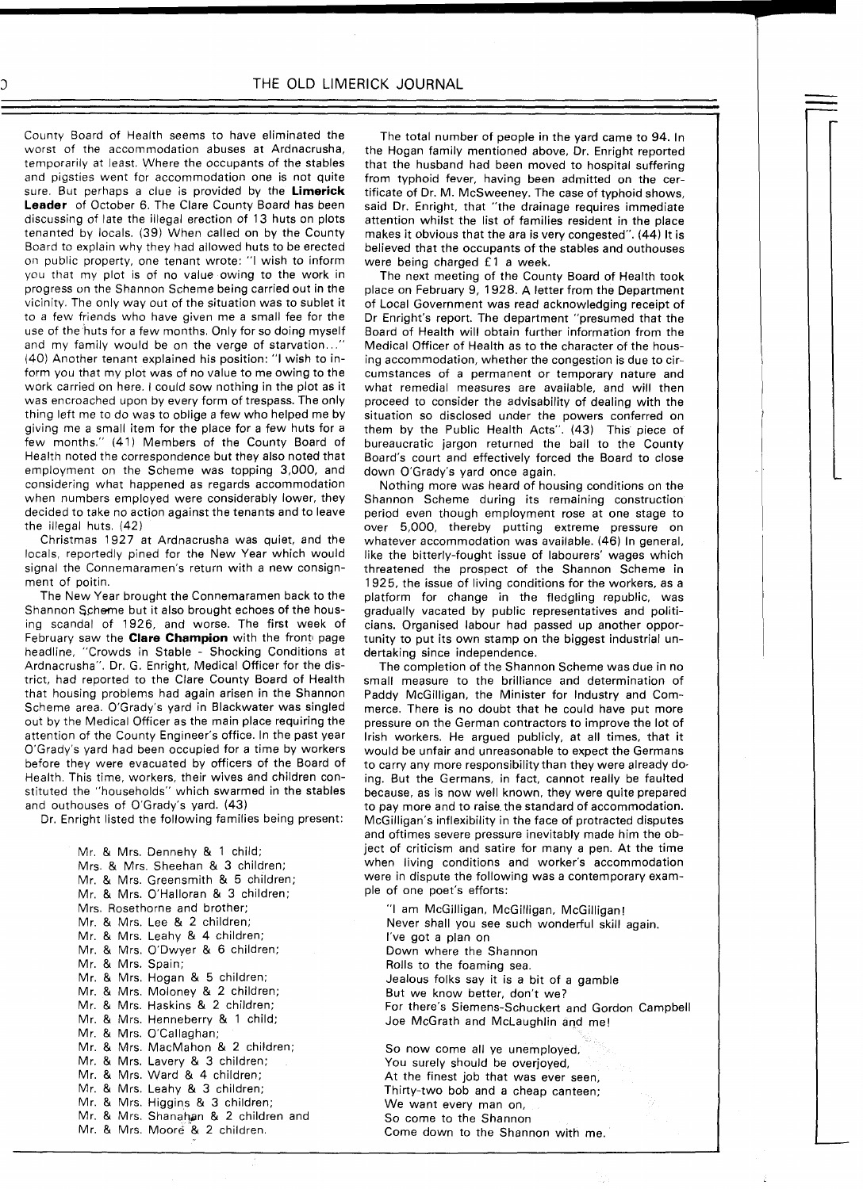County Board of Health seems to have eliminated the worst of the accommodation abuses at Ardnacrusha, temporarily at least. Where the occupants of the stables and pigsties went for accommodation one is not quite sure. But perhaps a clue is provided by the **Limerick Leader** of October 6. The Clare County Board has been discussing of late the illegal erection of 13 huts on plots tenanted by locals. (39) When called on by the County Board to explain why they had allowed huts to be erected on public property, one tenant wrote: "I wish to inform you that my plot is of no value owing to the work in progress on the Shannon Scheme being carried out in the vicinity. The only way out of the situation was to sublet it to a few friends who have given me a small fee for the use of the huts for a few months. Only for so doing myself and my family would be on the verge of starvation..." (40) Another tenant explained his position: "I wish to inform you that my plot was of no value to me owing to the work carried on here. I could sow nothing in the plot as it was encroached upon by every form of trespass. The only thing left me to do was to oblige a few who helped me by giving me a small item for the place for a few huts for a few months." (41) Members of the County Board of Health noted the correspondence but they also noted that employment on the Scheme was topping 3,000, and considering what happened as regards accommodation when numbers employed were considerably lower, they decided to take no action against the tenants and to leave the illegal huts. (42)

Christmas 1927 at Ardnacrusha was quiet, and the locals, reportedly pined for the New Year which would signal the Connemaramen's return with a new consignment of poitin.

The New Year brought the Connemaramen back to the Shannon Scheme but it also brought echoes of the housing scandal of 1926, and worse. The first week of February saw the **Clare Champion** with the front page headline, "Crowds in Stable - Shocking Conditions at Ardnacrusha". Dr. G. Enright, Medical Officer for the district, had reported to the Clare County Board of Health that housing problems had again arisen in the Shannon Scheme area. O'Grady's yard in Blackwater was singled out by the Medical Officer as the main place requiring the attention of the County Engineer's office. In the past year O'Grady's yard had been occupied for a time by workers before they were evacuated by officers of the Board of Health. This time, workers, their wives and children constituted the "households" which swarmed in the stables and outhouses of O'Grady's yard. (43)

Dr. Enright listed the following families being present:

Mr. & Mrs. Dennehy & 1 child;
Mrs. & Mrs. Sheehan & 3 children;
Mr. & Mrs. Greensmith & 5 children;
Mr. & Mrs. O'Halloran & 3 children;
Mrs. Rosethorne and brother;
Mr. & Mrs. Lee & 2 children;
Mr. & Mrs. Leahy & 4 children;
Mr. & Mrs. O'Dwyer & 6 children;
Mr. & Mrs. Spain;
Mr. & Mrs. Hogan & 5 children;
Mr. & Mrs. Moloney & 2 children;
Mr. & Mrs. Haskins & 2 children;
Mr. & Mrs. Henneberry & 1 child;
Mr. & Mrs. O'Callaghan;
Mr. & Mrs. MacMahon & 2 children;
Mr. & Mrs. Lavery & 3 children;
Mr. & Mrs. Ward & 4 children;
Mr. & Mrs. Leahy & 3 children;
Mr. & Mrs. Higgins & 3 children;
Mr. & Mrs. Shanahan & 2 children and
Mr. & Mrs. Moore & 2 children.

The total number of people in the yard came to 94. In the Hogan family mentioned above, Dr. Enright reported that the husband had been moved to hospital suffering from typhoid fever, having been admitted on the certificate of Dr. M. McSweeney. The case of typhoid shows, said Dr. Enright, that "the drainage requires immediate attention whilst the list of families resident in the place makes it obvious that the ara is very congested". (44) It is believed that the occupants of the stables and outhouses were being charged £1 a week.

The next meeting of the County Board of Health took place on February 9, 1928. A letter from the Department of Local Government was read acknowledging receipt of Dr Enright's report. The department "presumed that the Board of Health will obtain further information from the Medical Officer of Health as to the character of the housing accommodation, whether the congestion is due to circumstances of a permanent or temporary nature and what remedial measures are available, and will then proceed to consider the advisability of dealing with the situation so disclosed under the powers conferred on them by the Public Health Acts". (43) This piece of bureaucratic jargon returned the ball to the County Board's court and effectively forced the Board to close down O'Grady's yard once again.

Nothing more was heard of housing conditions on the Shannon Scheme during its remaining construction period even though employment rose at one stage to over 5,000, thereby putting extreme pressure on whatever accommodation was available. (46) In general, like the bitterly-fought issue of labourers' wages which threatened the prospect of the Shannon Scheme in 1925, the issue of living conditions for the workers, as a platform for change in the fledgling republic, was gradually vacated by public representatives and politicians. Organised labour had passed up another opportunity to put its own stamp on the biggest industrial undertaking since independence.

The completion of the Shannon Scheme was due in no small measure to the brilliance and determination of Paddy McGilligan, the Minister for Industry and Commerce. There is no doubt that he could have put more pressure on the German contractors to improve the lot of Irish workers. He argued publicly, at all times, that it would be unfair and unreasonable to expect the Germans to carry any more responsibility than they were already doing. But the Germans, in fact, cannot really be faulted because, as is now well known, they were quite prepared to pay more and to raise the standard of accommodation. McGilligan's inflexibility in the face of protracted disputes and oftimes severe pressure inevitably made him the object of criticism and satire for many a pen. At the time when living conditions and worker's accommodation were in dispute the following was a contemporary example of one poet's efforts:

"I am McGilligan, McGilligan, McGilligan!
Never shall you see such wonderful skill again.
I've got a plan on
Down where the Shannon
Rolls to the foaming sea.
Jealous folks say it is a bit of a gamble
But we know better, don't we?
For there's Siemens-Schuckert and Gordon Campbell
Joe McGrath and McLaughlin and me!

So now come all ye unemployed,
You surely should be overjoyed,
At the finest job that was ever seen,
Thirty-two bob and a cheap canteen;
We want every man on,
So come to the Shannon
Come down to the Shannon with me.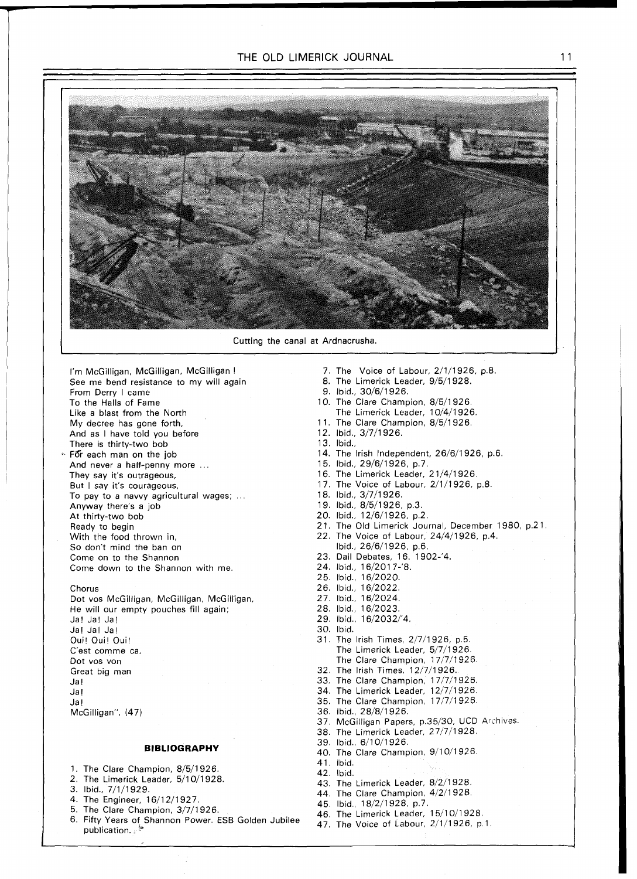Cutting the canal at Ardnacrusha.

I'm McGilligan, McGilligan, McGilligan !
See me bend resistance to my will again
From Derry I came
To the Halls of Fame
Like a blast from the North
My decree has gone forth,
And as I have told you before
There is thirty-two bob
For each man on the job
And never a half-penny more ...
They say it's outrageous,
But I say it's courageous,
To pay to a navvy agricultural wages; ...
Anyway there's a job
At thirty-two bob
Ready to begin
With the food thrown in,
So don't mind the ban on
Come on to the Shannon
Come down to the Shannon with me.

Chorus
Dot vos McGilligan, McGilligan, McGilligan,
He will our empty pouches fill again;
Ja! Ja! Ja!
Ja! Ja! Ja!
Oui! Oui! Oui!
C'est comme ca.
Dot vos von
Great big man
Ja!
Ja!
Ja!
McGilligan". (47)

## BIBLIOGRAPHY

1. The Clare Champion, 8/5/1926.
2. The Limerick Leader, 5/10/1928.
3. Ibid., 7/1/1929.
4. The Engineer, 16/12/1927.
5. The Clare Champion, 3/7/1926.
6. Fifty Years of Shannon Power. ESB Golden Jubilee publication.
7. The Voice of Labour, 2/1/1926, p.8.
8. The Limerick Leader, 9/5/1928.
9. Ibid., 30/6/1926.
10. The Clare Champion, 8/5/1926.
    The Limerick Leader, 10/4/1926.
11. The Clare Champion, 8/5/1926.
12. Ibid., 3/7/1926.
13. Ibid.,
14. The Irish Independent, 26/6/1926, p.6.
15. Ibid., 29/6/1926, p.7.
16. The Limerick Leader, 21/4/1926.
17. The Voice of Labour, 2/1/1926, p.8.
18. Ibid., 3/7/1926.
19. Ibid., 8/5/1926, p.3.
20. Ibid., 12/6/1926, p.2.
21. The Old Limerick Journal, December 1980, p.21.
22. The Voice of Labour, 24/4/1926, p.4.
    Ibid., 26/6/1926, p.6.
23. Dail Debates, 16. 1902-'4.
24. Ibid., 16/2017-'8.
25. Ibid., 16/2020.
26. Ibid., 16/2022.
27. Ibid., 16/2024.
28. Ibid., 16/2023.
29. Ibid., 16/2032/'4.
30. Ibid.
31. The Irish Times, 2/7/1926, p.5.
    The Limerick Leader, 5/7/1926.
    The Clare Champion, 17/7/1926.
32. The Irish Times, 12/7/1926.
33. The Clare Champion, 17/7/1926.
34. The Limerick Leader, 12/7/1926.
35. The Clare Champion, 17/7/1926.
36. Ibid., 28/8/1926.
37. McGilligan Papers, p.35/30, UCD Archives.
38. The Limerick Leader, 27/7/1928.
39. Ibid., 6/10/1926.
40. The Clare Champion, 9/10/1926.
41. Ibid.
42. Ibid.
43. The Limerick Leader, 8/2/1928.
44. The Clare Champion, 4/2/1928.
45. Ibid., 18/2/1928, p.7.
46. The Limerick Leader, 15/10/1928.
47. The Voice of Labour, 2/1/1926, p.1.